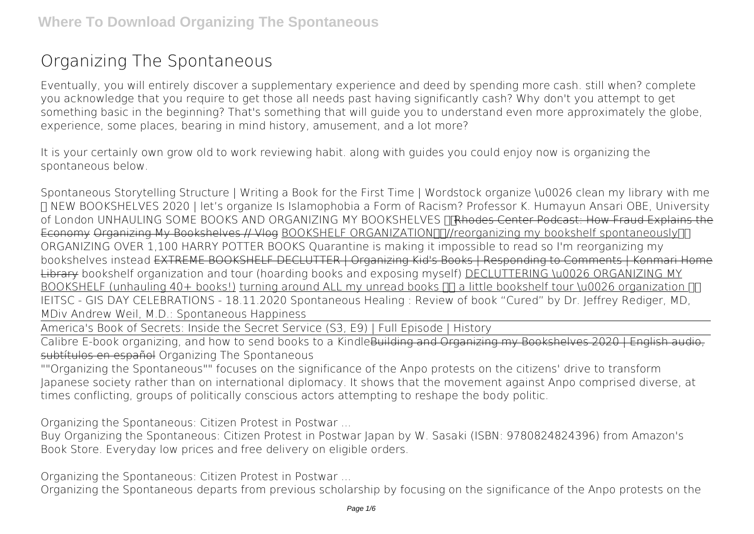# Organizing The Spontaneous

Eventually, you will entirely discover a supplementary experience and deed by spending more cash. still when? complete you acknowledge that you require to get those all needs past having significantly cash? Why don't you attempt to get something basic in the beginning? That's something that will guide you to understand even more approximately the globe, experience, some places, bearing in mind history, amusement, and a lot more?

It is your certainly own grow old to work reviewing habit. along with guides you could enjoy now is **organizing the spontaneous** below.

Spontaneous Storytelling Structure | Writing a Book for the First Time | Wordstock organize \u0026 clean my library with me ✨ NEW BOOKSHELVES 2020 | let's organize Is Islamophobia a Form of Racism? Professor K. Humayun Ansari OBE, University of London UNHAULING SOME BOOKS AND ORGANIZING MY BOOKSHELVES ✨ Rhodes Center Podcast: How Fraud Explains the Economy Organizing My Bookshelves // Vlog BOOKSHELF ORGANIZATION✨//reorganizing my bookshelf spontaneously✨ ORGANIZING OVER 1,100 HARRY POTTER BOOKS Quarantine is making it impossible to read so I'm reorganizing my bookshelves instead EXTREME BOOKSHELF DECLUTTER | Organizing Kid's Books | Responding to Comments | Konmari Home Library bookshelf organization and tour (hoarding books and exposing myself) DECLUTTERING \u0026 ORGANIZING MY BOOKSHELF (unhauling 40+ books!) turning around ALL my unread books ✨ a little bookshelf tour \u0026 organization ✨ IEITSC - GIS DAY CELEBRATIONS - 18.11.2020 Spontaneous Healing : Review of book "Cured" by Dr. Jeffrey Rediger, MD, MDiv Andrew Weil, M.D.: Spontaneous Happiness

America's Book of Secrets: Inside the Secret Service (S3, E9) | Full Episode | History

Calibre E-book organizing, and how to send books to a KindleBuilding and Organizing my Bookshelves 2020 | English audio, subtítulos en español **Organizing The Spontaneous**

""Organizing the Spontaneous"" focuses on the significance of the Anpo protests on the citizens' drive to transform Japanese society rather than on international diplomacy. It shows that the movement against Anpo comprised diverse, at times conflicting, groups of politically conscious actors attempting to reshape the body politic.

**Organizing the Spontaneous: Citizen Protest in Postwar ...**

Buy Organizing the Spontaneous: Citizen Protest in Postwar Japan by W. Sasaki (ISBN: 9780824824396) from Amazon's Book Store. Everyday low prices and free delivery on eligible orders.

**Organizing the Spontaneous: Citizen Protest in Postwar ...**

Organizing the Spontaneous departs from previous scholarship by focusing on the significance of the Anpo protests on the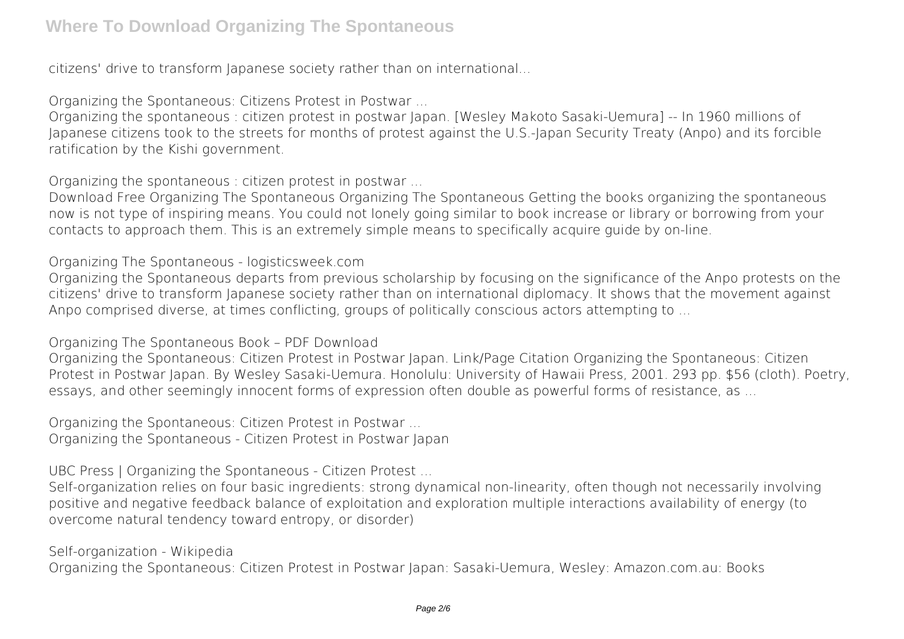citizens' drive to transform Japanese society rather than on international...

*Organizing the Spontaneous: Citizens Protest in Postwar ...*

Organizing the spontaneous : citizen protest in postwar Japan. [Wesley Makoto Sasaki-Uemura] -- In 1960 millions of Japanese citizens took to the streets for months of protest against the U.S.-Japan Security Treaty (Anpo) and its forcible ratification by the Kishi government.

*Organizing the spontaneous : citizen protest in postwar ...*

Download Free Organizing The Spontaneous Organizing The Spontaneous Getting the books organizing the spontaneous now is not type of inspiring means. You could not lonely going similar to book increase or library or borrowing from your contacts to approach them. This is an extremely simple means to specifically acquire guide by on-line.

*Organizing The Spontaneous - logisticsweek.com*

Organizing the Spontaneous departs from previous scholarship by focusing on the significance of the Anpo protests on the citizens' drive to transform Japanese society rather than on international diplomacy. It shows that the movement against Anpo comprised diverse, at times conflicting, groups of politically conscious actors attempting to ...

*Organizing The Spontaneous Book – PDF Download*

Organizing the Spontaneous: Citizen Protest in Postwar Japan. Link/Page Citation Organizing the Spontaneous: Citizen Protest in Postwar Japan. By Wesley Sasaki-Uemura. Honolulu: University of Hawaii Press, 2001. 293 pp. $56 (cloth). Poetry, essays, and other seemingly innocent forms of expression often double as powerful forms of resistance, as ...

*Organizing the Spontaneous: Citizen Protest in Postwar ...*

Organizing the Spontaneous - Citizen Protest in Postwar Japan

*UBC Press | Organizing the Spontaneous - Citizen Protest ...*

Self-organization relies on four basic ingredients: strong dynamical non-linearity, often though not necessarily involving positive and negative feedback balance of exploitation and exploration multiple interactions availability of energy (to overcome natural tendency toward entropy, or disorder)

*Self-organization - Wikipedia*

Organizing the Spontaneous: Citizen Protest in Postwar Japan: Sasaki-Uemura, Wesley: Amazon.com.au: Books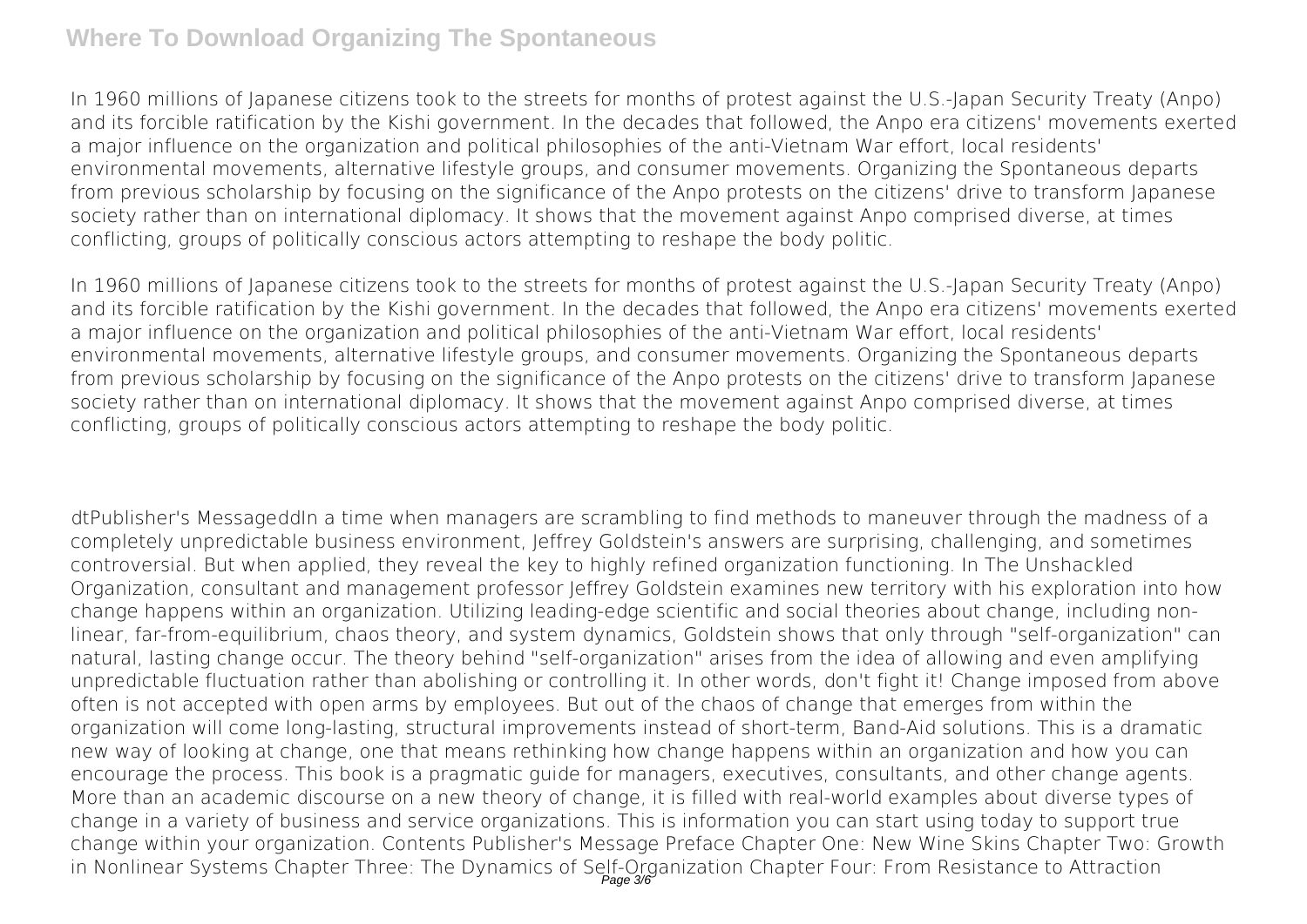In 1960 millions of Japanese citizens took to the streets for months of protest against the U.S.-Japan Security Treaty (Anpo) and its forcible ratification by the Kishi government. In the decades that followed, the Anpo era citizens' movements exerted a major influence on the organization and political philosophies of the anti-Vietnam War effort, local residents' environmental movements, alternative lifestyle groups, and consumer movements. Organizing the Spontaneous departs from previous scholarship by focusing on the significance of the Anpo protests on the citizens' drive to transform Japanese society rather than on international diplomacy. It shows that the movement against Anpo comprised diverse, at times conflicting, groups of politically conscious actors attempting to reshape the body politic.

In 1960 millions of Japanese citizens took to the streets for months of protest against the U.S.-Japan Security Treaty (Anpo) and its forcible ratification by the Kishi government. In the decades that followed, the Anpo era citizens' movements exerted a major influence on the organization and political philosophies of the anti-Vietnam War effort, local residents' environmental movements, alternative lifestyle groups, and consumer movements. Organizing the Spontaneous departs from previous scholarship by focusing on the significance of the Anpo protests on the citizens' drive to transform Japanese society rather than on international diplomacy. It shows that the movement against Anpo comprised diverse, at times conflicting, groups of politically conscious actors attempting to reshape the body politic.

dtPublisher's MessageddIn a time when managers are scrambling to find methods to maneuver through the madness of a completely unpredictable business environment, Jeffrey Goldstein's answers are surprising, challenging, and sometimes controversial. But when applied, they reveal the key to highly refined organization functioning. In The Unshackled Organization, consultant and management professor Jeffrey Goldstein examines new territory with his exploration into how change happens within an organization. Utilizing leading-edge scientific and social theories about change, including non-linear, far-from-equilibrium, chaos theory, and system dynamics, Goldstein shows that only through "self-organization" can natural, lasting change occur. The theory behind "self-organization" arises from the idea of allowing and even amplifying unpredictable fluctuation rather than abolishing or controlling it. In other words, don't fight it! Change imposed from above often is not accepted with open arms by employees. But out of the chaos of change that emerges from within the organization will come long-lasting, structural improvements instead of short-term, Band-Aid solutions. This is a dramatic new way of looking at change, one that means rethinking how change happens within an organization and how you can encourage the process. This book is a pragmatic guide for managers, executives, consultants, and other change agents. More than an academic discourse on a new theory of change, it is filled with real-world examples about diverse types of change in a variety of business and service organizations. This is information you can start using today to support true change within your organization. Contents Publisher's Message Preface Chapter One: New Wine Skins Chapter Two: Growth in Nonlinear Systems Chapter Three: The Dynamics of Self-Organization Chapter Four: From Resistance to Attraction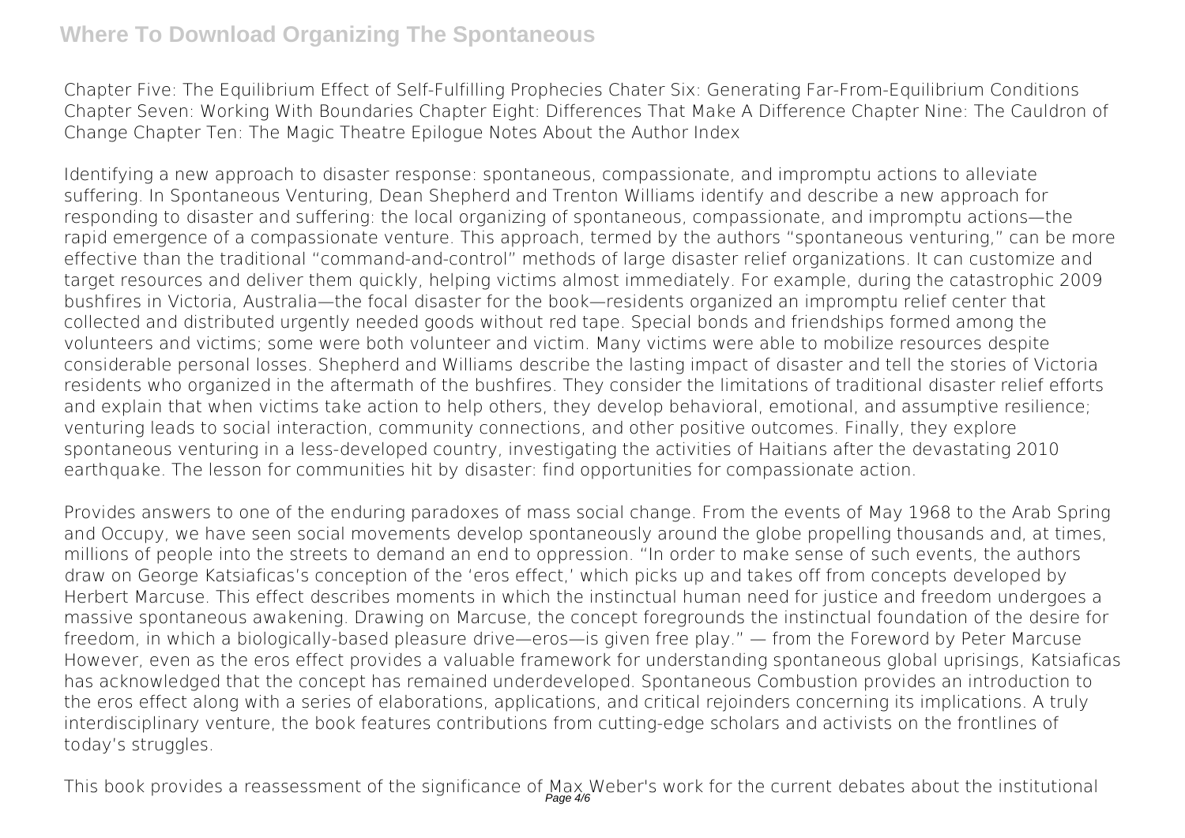Chapter Five: The Equilibrium Effect of Self-Fulfilling Prophecies Chater Six: Generating Far-From-Equilibrium Conditions Chapter Seven: Working With Boundaries Chapter Eight: Differences That Make A Difference Chapter Nine: The Cauldron of Change Chapter Ten: The Magic Theatre Epilogue Notes About the Author Index

Identifying a new approach to disaster response: spontaneous, compassionate, and impromptu actions to alleviate suffering. In Spontaneous Venturing, Dean Shepherd and Trenton Williams identify and describe a new approach for responding to disaster and suffering: the local organizing of spontaneous, compassionate, and impromptu actions—the rapid emergence of a compassionate venture. This approach, termed by the authors "spontaneous venturing," can be more effective than the traditional "command-and-control" methods of large disaster relief organizations. It can customize and target resources and deliver them quickly, helping victims almost immediately. For example, during the catastrophic 2009 bushfires in Victoria, Australia—the focal disaster for the book—residents organized an impromptu relief center that collected and distributed urgently needed goods without red tape. Special bonds and friendships formed among the volunteers and victims; some were both volunteer and victim. Many victims were able to mobilize resources despite considerable personal losses. Shepherd and Williams describe the lasting impact of disaster and tell the stories of Victoria residents who organized in the aftermath of the bushfires. They consider the limitations of traditional disaster relief efforts and explain that when victims take action to help others, they develop behavioral, emotional, and assumptive resilience; venturing leads to social interaction, community connections, and other positive outcomes. Finally, they explore spontaneous venturing in a less-developed country, investigating the activities of Haitians after the devastating 2010 earthquake. The lesson for communities hit by disaster: find opportunities for compassionate action.

Provides answers to one of the enduring paradoxes of mass social change. From the events of May 1968 to the Arab Spring and Occupy, we have seen social movements develop spontaneously around the globe propelling thousands and, at times, millions of people into the streets to demand an end to oppression. "In order to make sense of such events, the authors draw on George Katsiaficas's conception of the 'eros effect,' which picks up and takes off from concepts developed by Herbert Marcuse. This effect describes moments in which the instinctual human need for justice and freedom undergoes a massive spontaneous awakening. Drawing on Marcuse, the concept foregrounds the instinctual foundation of the desire for freedom, in which a biologically-based pleasure drive—eros—is given free play." — from the Foreword by Peter Marcuse However, even as the eros effect provides a valuable framework for understanding spontaneous global uprisings, Katsiaficas has acknowledged that the concept has remained underdeveloped. Spontaneous Combustion provides an introduction to the eros effect along with a series of elaborations, applications, and critical rejoinders concerning its implications. A truly interdisciplinary venture, the book features contributions from cutting-edge scholars and activists on the frontlines of today's struggles.

This book provides a reassessment of the significance of Max Weber's work for the current debates about the institutional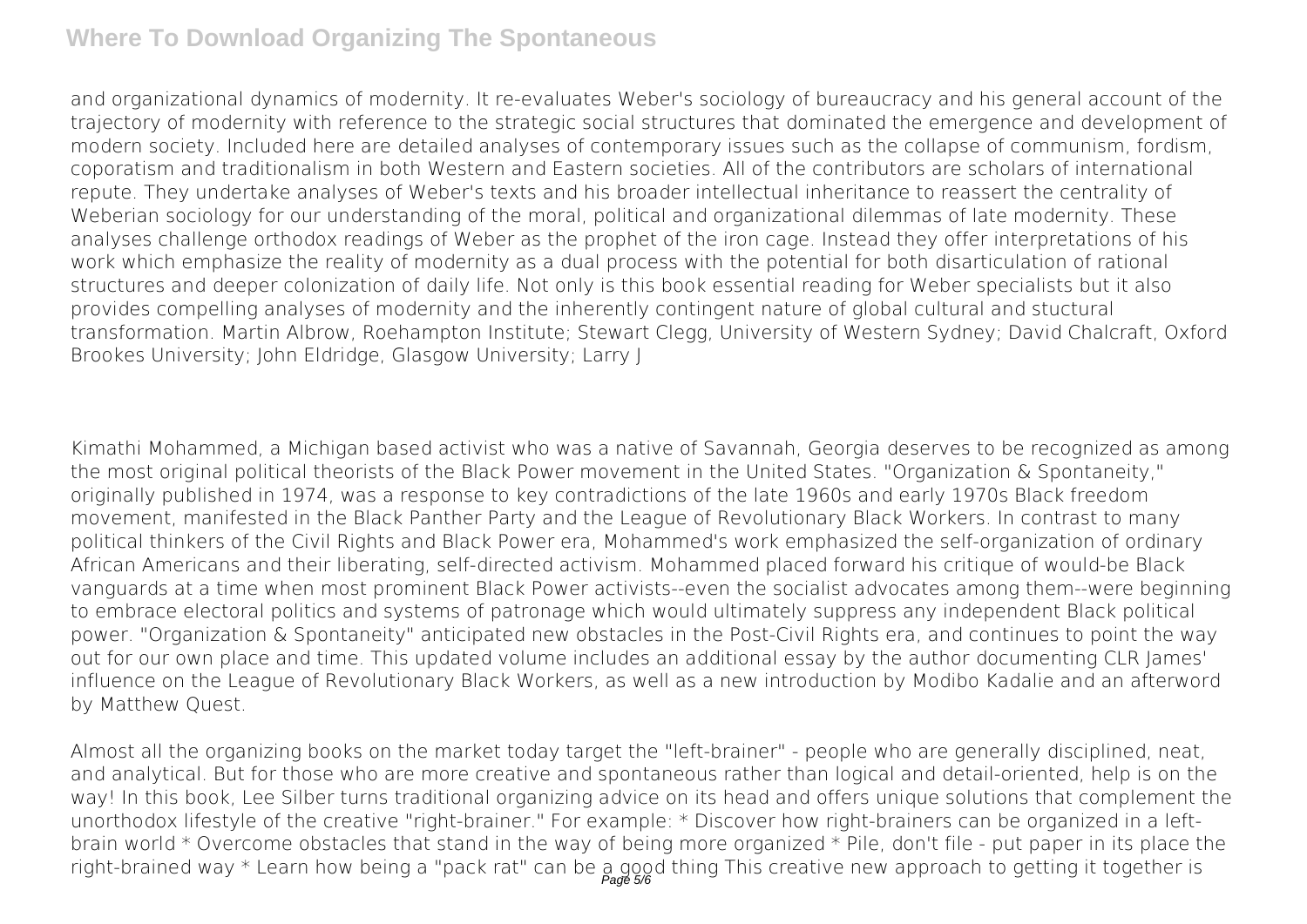and organizational dynamics of modernity. It re-evaluates Weber's sociology of bureaucracy and his general account of the trajectory of modernity with reference to the strategic social structures that dominated the emergence and development of modern society. Included here are detailed analyses of contemporary issues such as the collapse of communism, fordism, coporatism and traditionalism in both Western and Eastern societies. All of the contributors are scholars of international repute. They undertake analyses of Weber's texts and his broader intellectual inheritance to reassert the centrality of Weberian sociology for our understanding of the moral, political and organizational dilemmas of late modernity. These analyses challenge orthodox readings of Weber as the prophet of the iron cage. Instead they offer interpretations of his work which emphasize the reality of modernity as a dual process with the potential for both disarticulation of rational structures and deeper colonization of daily life. Not only is this book essential reading for Weber specialists but it also provides compelling analyses of modernity and the inherently contingent nature of global cultural and stuctural transformation. Martin Albrow, Roehampton Institute; Stewart Clegg, University of Western Sydney; David Chalcraft, Oxford Brookes University; John Eldridge, Glasgow University; Larry J

Kimathi Mohammed, a Michigan based activist who was a native of Savannah, Georgia deserves to be recognized as among the most original political theorists of the Black Power movement in the United States. "Organization & Spontaneity," originally published in 1974, was a response to key contradictions of the late 1960s and early 1970s Black freedom movement, manifested in the Black Panther Party and the League of Revolutionary Black Workers. In contrast to many political thinkers of the Civil Rights and Black Power era, Mohammed's work emphasized the self-organization of ordinary African Americans and their liberating, self-directed activism. Mohammed placed forward his critique of would-be Black vanguards at a time when most prominent Black Power activists--even the socialist advocates among them--were beginning to embrace electoral politics and systems of patronage which would ultimately suppress any independent Black political power. "Organization & Spontaneity" anticipated new obstacles in the Post-Civil Rights era, and continues to point the way out for our own place and time. This updated volume includes an additional essay by the author documenting CLR James' influence on the League of Revolutionary Black Workers, as well as a new introduction by Modibo Kadalie and an afterword by Matthew Quest.

Almost all the organizing books on the market today target the "left-brainer" - people who are generally disciplined, neat, and analytical. But for those who are more creative and spontaneous rather than logical and detail-oriented, help is on the way! In this book, Lee Silber turns traditional organizing advice on its head and offers unique solutions that complement the unorthodox lifestyle of the creative "right-brainer." For example: * Discover how right-brainers can be organized in a left-brain world * Overcome obstacles that stand in the way of being more organized * Pile, don't file - put paper in its place the right-brained way * Learn how being a "pack rat" can be a good thing This creative new approach to getting it together is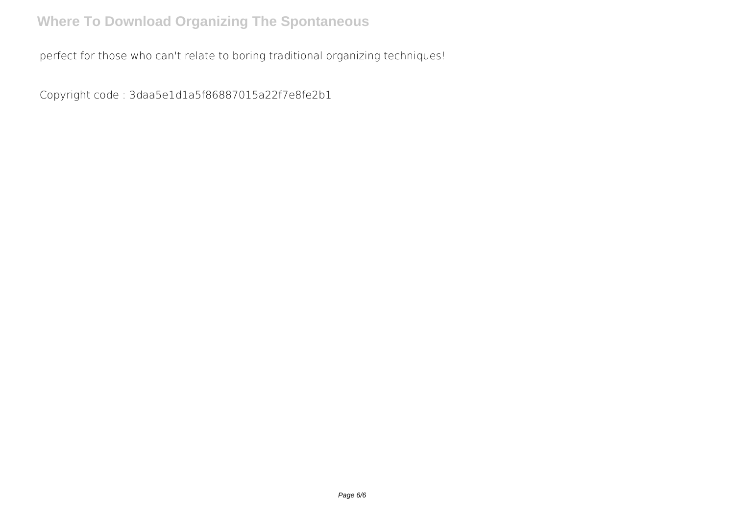perfect for those who can't relate to boring traditional organizing techniques!

Copyright code : 3daa5e1d1a5f86887015a22f7e8fe2b1